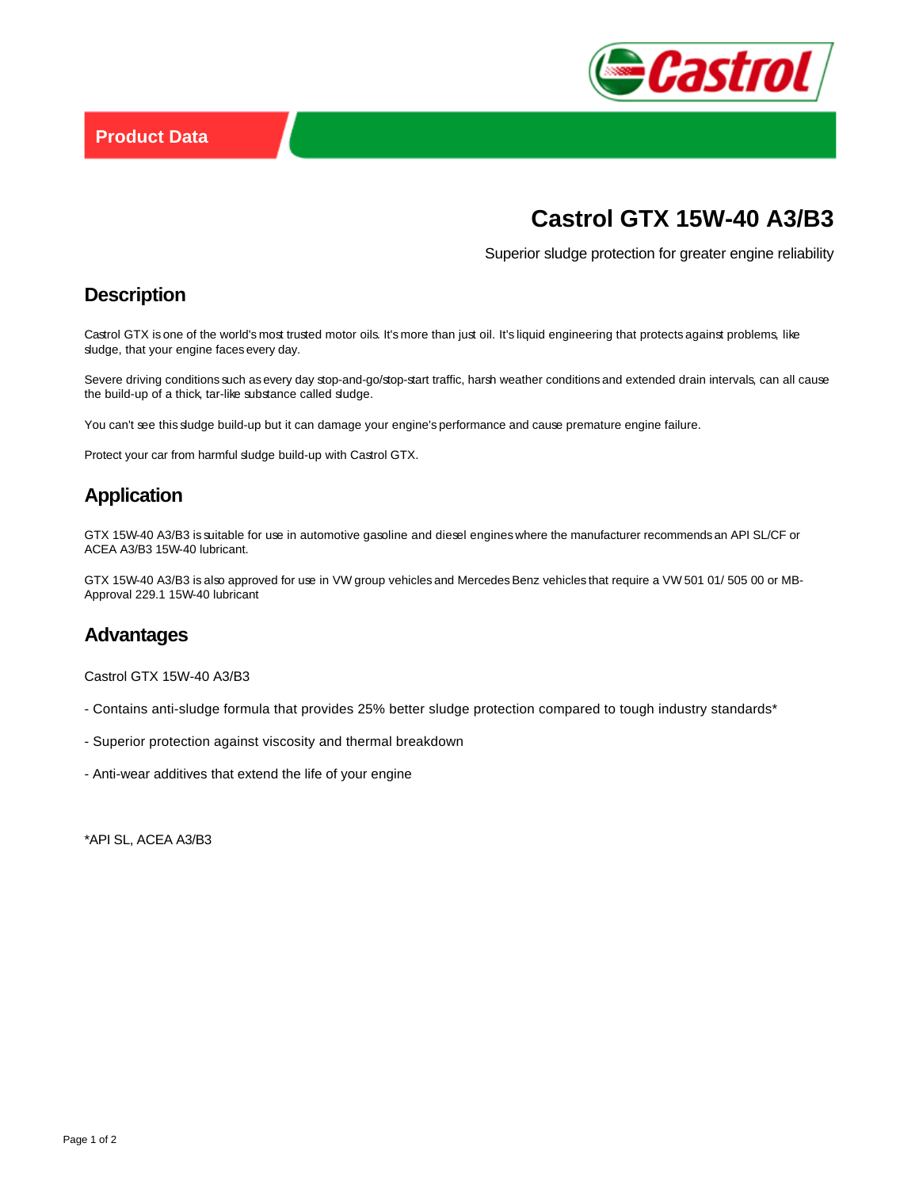Product Data

# Castrol GTX 15W-40 A3/B3

Superior sludge protection for greater engine reliability

## Description

Castrol GTX is one of the world's most trusted motor oils. It's more than just oil. It's liquid engineering that protects against problems, like sludge, that your engine faces every day.

Severe driving conditions such as every day stop-and-go/stop-start traffic, harsh weather conditions and extended drain intervals, can all cause the build-up of a thick, tar-like substance called sludge.

You can't see this sludge build-up but it can damage your engine's performance and cause premature engine failure.

Protect your car from harmful sludge build-up with Castrol GTX.

## Application

GTX 15W-40 A3/B3 is suitable for use in automotive gasoline and diesel engines where the manufacturer recommends an API SL/CF or ACEA A3/B3 15W-40 lubricant.

GTX 15W-40 A3/B3 is also approved for use in VW group vehicles and Mercedes Benz vehicles that require a VW 501 01/ 505 00 or MB-Approval 229.1 15W-40 lubricant

## Advantages

Castrol GTX 15W-40 A3/B3

- Contains anti-sludge formula that provides 25% better sludge protection compared to tough industry standards*

- Superior protection against viscosity and thermal breakdown

- Anti-wear additives that extend the life of your engine

*API SL, ACEA A3/B3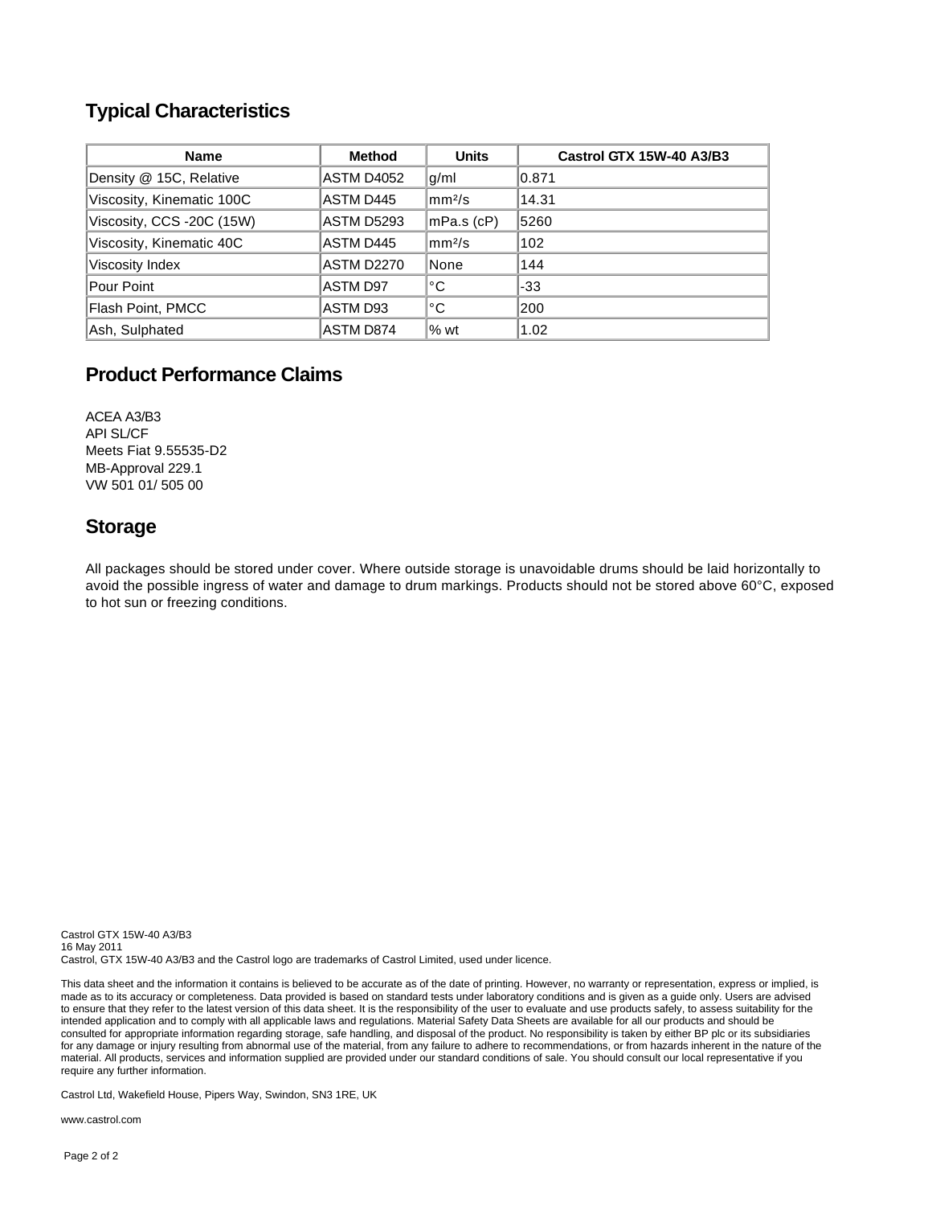## Typical Characteristics

| Name | Method | Units | Castrol GTX 15W-40 A3/B3 |
|---|---|---|---|
| Density @ 15C, Relative | ASTM D4052 | g/ml | 0.871 |
| Viscosity, Kinematic 100C | ASTM D445 | mm²/s | 14.31 |
| Viscosity, CCS -20C (15W) | ASTM D5293 | mPa.s (cP) | 5260 |
| Viscosity, Kinematic 40C | ASTM D445 | mm²/s | 102 |
| Viscosity Index | ASTM D2270 | None | 144 |
| Pour Point | ASTM D97 | °C | -33 |
| Flash Point, PMCC | ASTM D93 | °C | 200 |
| Ash, Sulphated | ASTM D874 | % wt | 1.02 |

## Product Performance Claims

ACEA A3/B3
API SL/CF
Meets Fiat 9.55535-D2
MB-Approval 229.1
VW 501 01/ 505 00

## Storage

All packages should be stored under cover. Where outside storage is unavoidable drums should be laid horizontally to avoid the possible ingress of water and damage to drum markings. Products should not be stored above 60°C, exposed to hot sun or freezing conditions.

Castrol GTX 15W-40 A3/B3
16 May 2011
Castrol, GTX 15W-40 A3/B3 and the Castrol logo are trademarks of Castrol Limited, used under licence.

This data sheet and the information it contains is believed to be accurate as of the date of printing. However, no warranty or representation, express or implied, is made as to its accuracy or completeness. Data provided is based on standard tests under laboratory conditions and is given as a guide only. Users are advised to ensure that they refer to the latest version of this data sheet. It is the responsibility of the user to evaluate and use products safely, to assess suitability for the intended application and to comply with all applicable laws and regulations. Material Safety Data Sheets are available for all our products and should be consulted for appropriate information regarding storage, safe handling, and disposal of the product. No responsibility is taken by either BP plc or its subsidiaries for any damage or injury resulting from abnormal use of the material, from any failure to adhere to recommendations, or from hazards inherent in the nature of the material. All products, services and information supplied are provided under our standard conditions of sale. You should consult our local representative if you require any further information.

Castrol Ltd, Wakefield House, Pipers Way, Swindon, SN3 1RE, UK

www.castrol.com